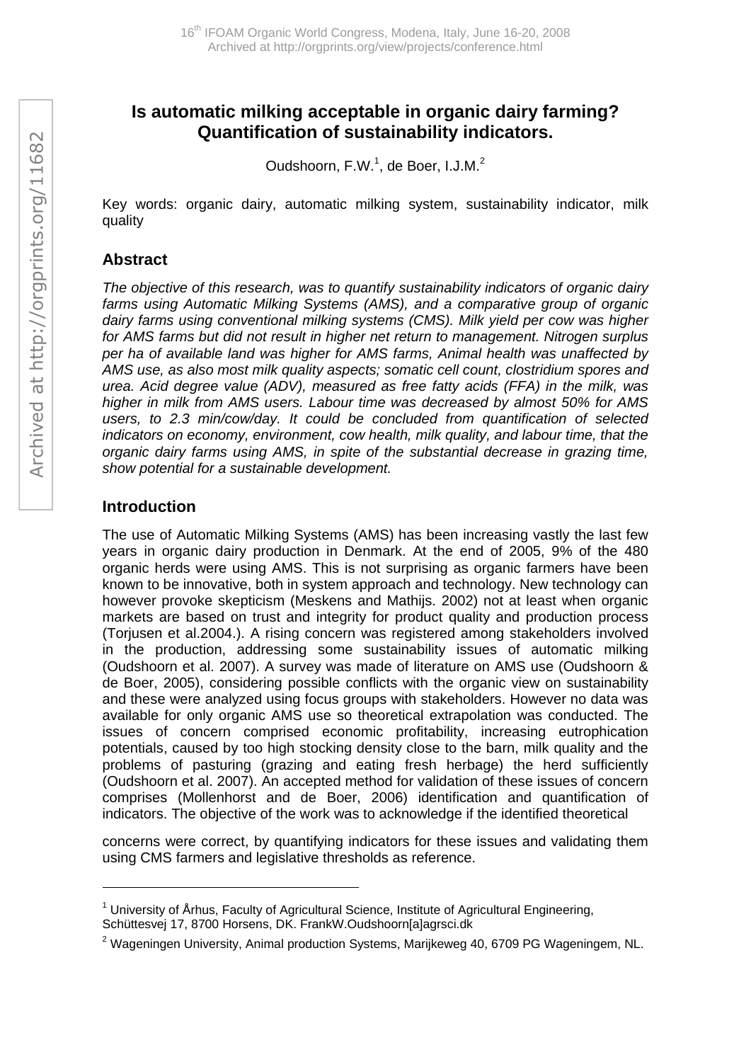# Is automatic milking acceptable in organic dairy farming? Quantification of sustainability indicators.

Oudshoorn, F.W.[1], de Boer, I.J.M.[2]

Key words: organic dairy, automatic milking system, sustainability indicator, milk quality

## Abstract

*The objective of this research, was to quantify sustainability indicators of organic dairy farms using Automatic Milking Systems (AMS), and a comparative group of organic dairy farms using conventional milking systems (CMS). Milk yield per cow was higher for AMS farms but did not result in higher net return to management. Nitrogen surplus per ha of available land was higher for AMS farms, Animal health was unaffected by AMS use, as also most milk quality aspects; somatic cell count, clostridium spores and urea. Acid degree value (ADV), measured as free fatty acids (FFA) in the milk, was higher in milk from AMS users. Labour time was decreased by almost 50% for AMS users, to 2.3 min/cow/day. It could be concluded from quantification of selected indicators on economy, environment, cow health, milk quality, and labour time, that the organic dairy farms using AMS, in spite of the substantial decrease in grazing time, show potential for a sustainable development.*

## Introduction

The use of Automatic Milking Systems (AMS) has been increasing vastly the last few years in organic dairy production in Denmark. At the end of 2005, 9% of the 480 organic herds were using AMS. This is not surprising as organic farmers have been known to be innovative, both in system approach and technology. New technology can however provoke skepticism (Meskens and Mathijs. 2002) not at least when organic markets are based on trust and integrity for product quality and production process (Torjusen et al.2004.). A rising concern was registered among stakeholders involved in the production, addressing some sustainability issues of automatic milking (Oudshoorn et al. 2007). A survey was made of literature on AMS use (Oudshoorn & de Boer, 2005), considering possible conflicts with the organic view on sustainability and these were analyzed using focus groups with stakeholders. However no data was available for only organic AMS use so theoretical extrapolation was conducted. The issues of concern comprised economic profitability, increasing eutrophication potentials, caused by too high stocking density close to the barn, milk quality and the problems of pasturing (grazing and eating fresh herbage) the herd sufficiently (Oudshoorn et al. 2007). An accepted method for validation of these issues of concern comprises (Mollenhorst and de Boer, 2006) identification and quantification of indicators. The objective of the work was to acknowledge if the identified theoretical concerns were correct, by quantifying indicators for these issues and validating them using CMS farmers and legislative thresholds as reference.

---

[1] University of Århus, Faculty of Agricultural Science, Institute of Agricultural Engineering, Schüttesvej 17, 8700 Horsens, DK. FrankW.Oudshoorn[a]agrsci.dk

[2] Wageningen University, Animal production Systems, Marijkeweg 40, 6709 PG Wageningem, NL.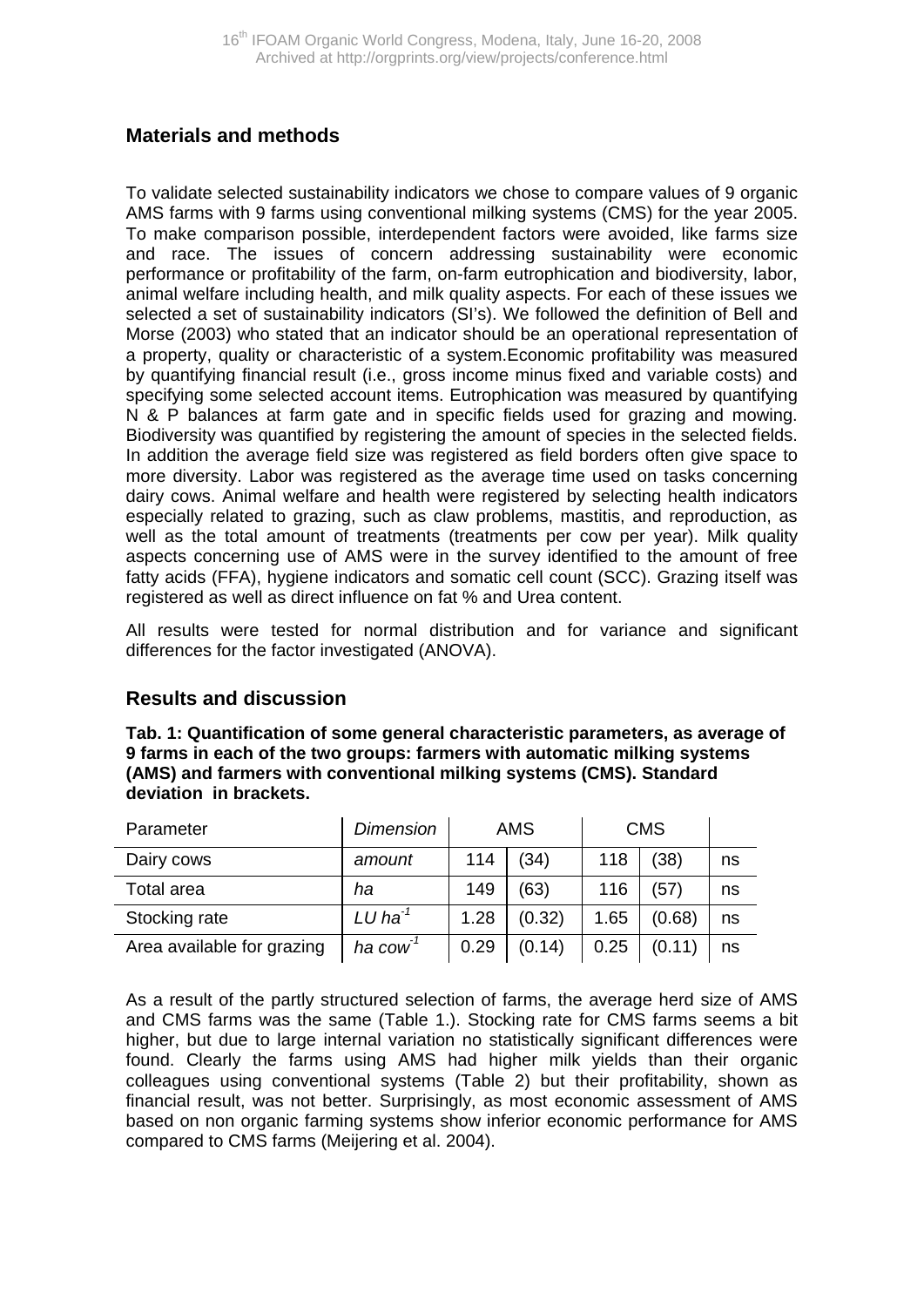## Materials and methods

To validate selected sustainability indicators we chose to compare values of 9 organic AMS farms with 9 farms using conventional milking systems (CMS) for the year 2005. To make comparison possible, interdependent factors were avoided, like farms size and race. The issues of concern addressing sustainability were economic performance or profitability of the farm, on-farm eutrophication and biodiversity, labor, animal welfare including health, and milk quality aspects. For each of these issues we selected a set of sustainability indicators (SI's). We followed the definition of Bell and Morse (2003) who stated that an indicator should be an operational representation of a property, quality or characteristic of a system.Economic profitability was measured by quantifying financial result (i.e., gross income minus fixed and variable costs) and specifying some selected account items. Eutrophication was measured by quantifying N & P balances at farm gate and in specific fields used for grazing and mowing. Biodiversity was quantified by registering the amount of species in the selected fields. In addition the average field size was registered as field borders often give space to more diversity. Labor was registered as the average time used on tasks concerning dairy cows. Animal welfare and health were registered by selecting health indicators especially related to grazing, such as claw problems, mastitis, and reproduction, as well as the total amount of treatments (treatments per cow per year). Milk quality aspects concerning use of AMS were in the survey identified to the amount of free fatty acids (FFA), hygiene indicators and somatic cell count (SCC). Grazing itself was registered as well as direct influence on fat % and Urea content.

All results were tested for normal distribution and for variance and significant differences for the factor investigated (ANOVA).

## Results and discussion

**Tab. 1: Quantification of some general characteristic parameters, as average of 9 farms in each of the two groups: farmers with automatic milking systems (AMS) and farmers with conventional milking systems (CMS). Standard deviation in brackets.**

| Parameter | *Dimension* | AMS | | CMS | | |
|---|---|---|---|---|---|---|
| Dairy cows | *amount* | 114 | (34) | 118 | (38) | ns |
| Total area | *ha* | 149 | (63) | 116 | (57) | ns |
| Stocking rate | *LU* $ha^{-1}$ | 1.28 | (0.32) | 1.65 | (0.68) | ns |
| Area available for grazing | *ha* $cow^{-1}$ | 0.29 | (0.14) | 0.25 | (0.11) | ns |

As a result of the partly structured selection of farms, the average herd size of AMS and CMS farms was the same (Table 1.). Stocking rate for CMS farms seems a bit higher, but due to large internal variation no statistically significant differences were found. Clearly the farms using AMS had higher milk yields than their organic colleagues using conventional systems (Table 2) but their profitability, shown as financial result, was not better. Surprisingly, as most economic assessment of AMS based on non organic farming systems show inferior economic performance for AMS compared to CMS farms (Meijering et al. 2004).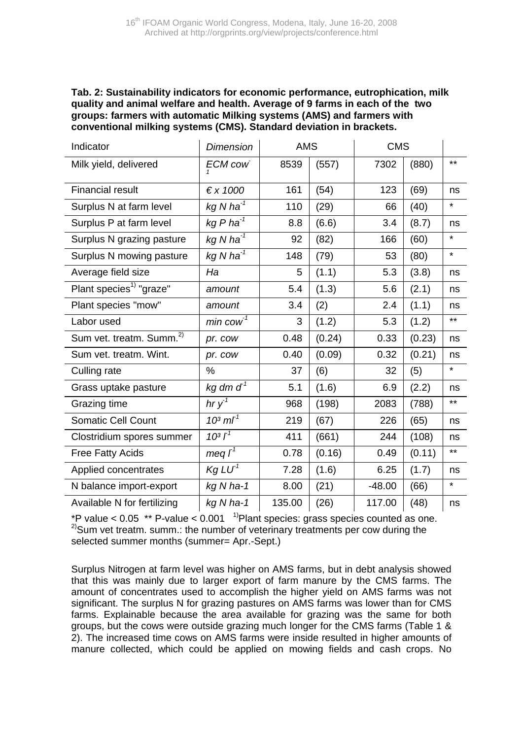**Tab. 2: Sustainability indicators for economic performance, eutrophication, milk quality and animal welfare and health. Average of 9 farms in each of the two groups: farmers with automatic Milking systems (AMS) and farmers with conventional milking systems (CMS). Standard deviation in brackets.**

| Indicator | Dimension | AMS | | CMS | | |
|---|---|---|---|---|---|---|
| Milk yield, delivered | *ECM cow$^{-1}$* | 8539 | (557) | 7302 | (880) | ** |
| Financial result | *€ x 1000* | 161 | (54) | 123 | (69) | ns |
| Surplus N at farm level | *kg N ha$^{-1}$* | 110 | (29) | 66 | (40) | * |
| Surplus P at farm level | *kg P ha$^{-1}$* | 8.8 | (6.6) | 3.4 | (8.7) | ns |
| Surplus N grazing pasture | *kg N ha$^{-1}$* | 92 | (82) | 166 | (60) | * |
| Surplus N mowing pasture | *kg N ha$^{-1}$* | 148 | (79) | 53 | (80) | * |
| Average field size | *Ha* | 5 | (1.1) | 5.3 | (3.8) | ns |
| Plant species[1)] "graze" | *amount* | 5.4 | (1.3) | 5.6 | (2.1) | ns |
| Plant species "mow" | *amount* | 3.4 | (2) | 2.4 | (1.1) | ns |
| Labor used | *min cow$^{-1}$* | 3 | (1.2) | 5.3 | (1.2) | ** |
| Sum vet. treatm. Summ.[2)] | *pr. cow* | 0.48 | (0.24) | 0.33 | (0.23) | ns |
| Sum vet. treatm. Wint. | *pr. cow* | 0.40 | (0.09) | 0.32 | (0.21) | ns |
| Culling rate | *%* | 37 | (6) | 32 | (5) | * |
| Grass uptake pasture | *kg dm d$^{-1}$* | 5.1 | (1.6) | 6.9 | (2.2) | ns |
| Grazing time | *hr y$^{-1}$* | 968 | (198) | 2083 | (788) | ** |
| Somatic Cell Count | *10³ ml$^{-1}$* | 219 | (67) | 226 | (65) | ns |
| Clostridium spores summer | *10³ l$^{-1}$* | 411 | (661) | 244 | (108) | ns |
| Free Fatty Acids | *meq l$^{-1}$* | 0.78 | (0.16) | 0.49 | (0.11) | ** |
| Applied concentrates | *Kg LU$^{-1}$* | 7.28 | (1.6) | 6.25 | (1.7) | ns |
| N balance import-export | *kg N ha-1* | 8.00 | (21) | -48.00 | (66) | * |
| Available N for fertilizing | *kg N ha-1* | 135.00 | (26) | 117.00 | (48) | ns |

*P value < 0.05 ** P-value < 0.001 [1)]Plant species: grass species counted as one. [2)]Sum vet treatm. summ.: the number of veterinary treatments per cow during the selected summer months (summer= Apr.-Sept.)

Surplus Nitrogen at farm level was higher on AMS farms, but in debt analysis showed that this was mainly due to larger export of farm manure by the CMS farms. The amount of concentrates used to accomplish the higher yield on AMS farms was not significant. The surplus N for grazing pastures on AMS farms was lower than for CMS farms. Explainable because the area available for grazing was the same for both groups, but the cows were outside grazing much longer for the CMS farms (Table 1 & 2). The increased time cows on AMS farms were inside resulted in higher amounts of manure collected, which could be applied on mowing fields and cash crops. No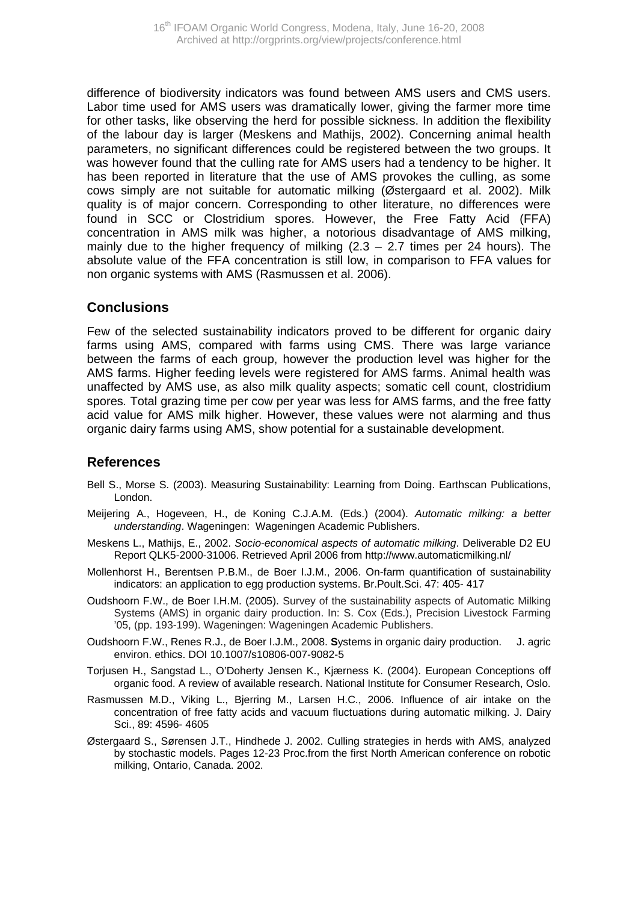difference of biodiversity indicators was found between AMS users and CMS users. Labor time used for AMS users was dramatically lower, giving the farmer more time for other tasks, like observing the herd for possible sickness. In addition the flexibility of the labour day is larger (Meskens and Mathijs, 2002). Concerning animal health parameters, no significant differences could be registered between the two groups. It was however found that the culling rate for AMS users had a tendency to be higher. It has been reported in literature that the use of AMS provokes the culling, as some cows simply are not suitable for automatic milking (Østergaard et al. 2002). Milk quality is of major concern. Corresponding to other literature, no differences were found in SCC or Clostridium spores. However, the Free Fatty Acid (FFA) concentration in AMS milk was higher, a notorious disadvantage of AMS milking, mainly due to the higher frequency of milking (2.3 – 2.7 times per 24 hours). The absolute value of the FFA concentration is still low, in comparison to FFA values for non organic systems with AMS (Rasmussen et al. 2006).

## Conclusions

Few of the selected sustainability indicators proved to be different for organic dairy farms using AMS, compared with farms using CMS. There was large variance between the farms of each group, however the production level was higher for the AMS farms. Higher feeding levels were registered for AMS farms. Animal health was unaffected by AMS use, as also milk quality aspects; somatic cell count, clostridium spores. Total grazing time per cow per year was less for AMS farms, and the free fatty acid value for AMS milk higher. However, these values were not alarming and thus organic dairy farms using AMS, show potential for a sustainable development.

## References

Bell S., Morse S. (2003). Measuring Sustainability: Learning from Doing. Earthscan Publications, London.

Meijering A., Hogeveen, H., de Koning C.J.A.M. (Eds.) (2004). *Automatic milking: a better understanding*. Wageningen: Wageningen Academic Publishers.

Meskens L., Mathijs, E., 2002. *Socio-economical aspects of automatic milking*. Deliverable D2 EU Report QLK5-2000-31006. Retrieved April 2006 from http://www.automaticmilking.nl/

Mollenhorst H., Berentsen P.B.M., de Boer I.J.M., 2006. On-farm quantification of sustainability indicators: an application to egg production systems. Br.Poult.Sci. 47: 405- 417

Oudshoorn F.W., de Boer I.H.M. (2005). Survey of the sustainability aspects of Automatic Milking Systems (AMS) in organic dairy production. In: S. Cox (Eds.), Precision Livestock Farming '05, (pp. 193-199). Wageningen: Wageningen Academic Publishers.

Oudshoorn F.W., Renes R.J., de Boer I.J.M., 2008. **S**ystems in organic dairy production. J. agric environ. ethics. DOI 10.1007/s10806-007-9082-5

Torjusen H., Sangstad L., O'Doherty Jensen K., Kjærness K. (2004). European Conceptions off organic food. A review of available research. National Institute for Consumer Research, Oslo.

Rasmussen M.D., Viking L., Bjerring M., Larsen H.C., 2006. Influence of air intake on the concentration of free fatty acids and vacuum fluctuations during automatic milking. J. Dairy Sci., 89: 4596- 4605

Østergaard S., Sørensen J.T., Hindhede J. 2002. Culling strategies in herds with AMS, analyzed by stochastic models. Pages 12-23 Proc.from the first North American conference on robotic milking, Ontario, Canada. 2002.